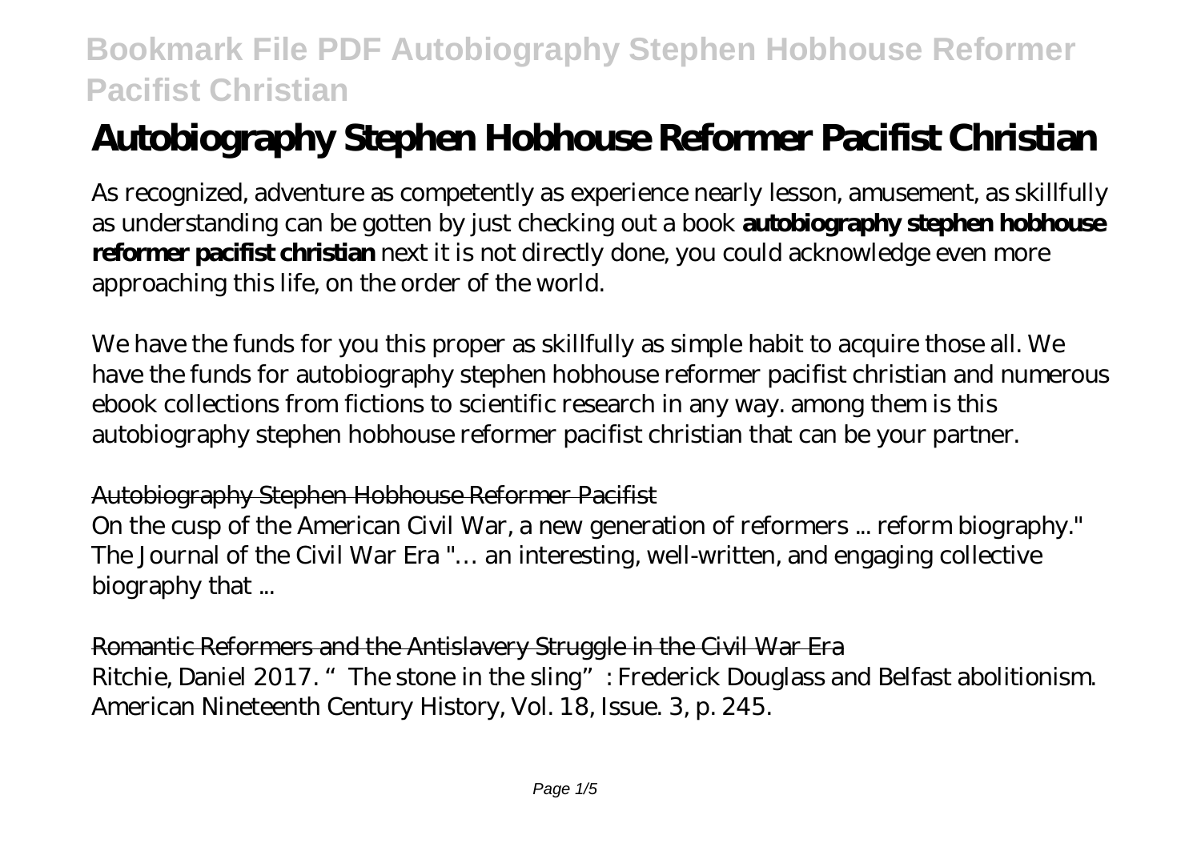# Autobiography Stephen Hobhouse Reformer Pacifist Christian

As recognized, adventure as competently as experience nearly lesson, amusement, as skillfully as understanding can be gotten by just checking out a book **autobiography stephen hobhouse reformer pacifist christian** next it is not directly done, you could acknowledge even more approaching this life, on the order of the world.

We have the funds for you this proper as skillfully as simple habit to acquire those all. We have the funds for autobiography stephen hobhouse reformer pacifist christian and numerous ebook collections from fictions to scientific research in any way. among them is this autobiography stephen hobhouse reformer pacifist christian that can be your partner.

## Autobiography Stephen Hobhouse Reformer Pacifist

On the cusp of the American Civil War, a new generation of reformers ... reform biography." The Journal of the Civil War Era "… an interesting, well-written, and engaging collective biography that ...

## Romantic Reformers and the Antislavery Struggle in the Civil War Era

Ritchie, Daniel 2017. "The stone in the sling": Frederick Douglass and Belfast abolitionism. American Nineteenth Century History, Vol. 18, Issue. 3, p. 245.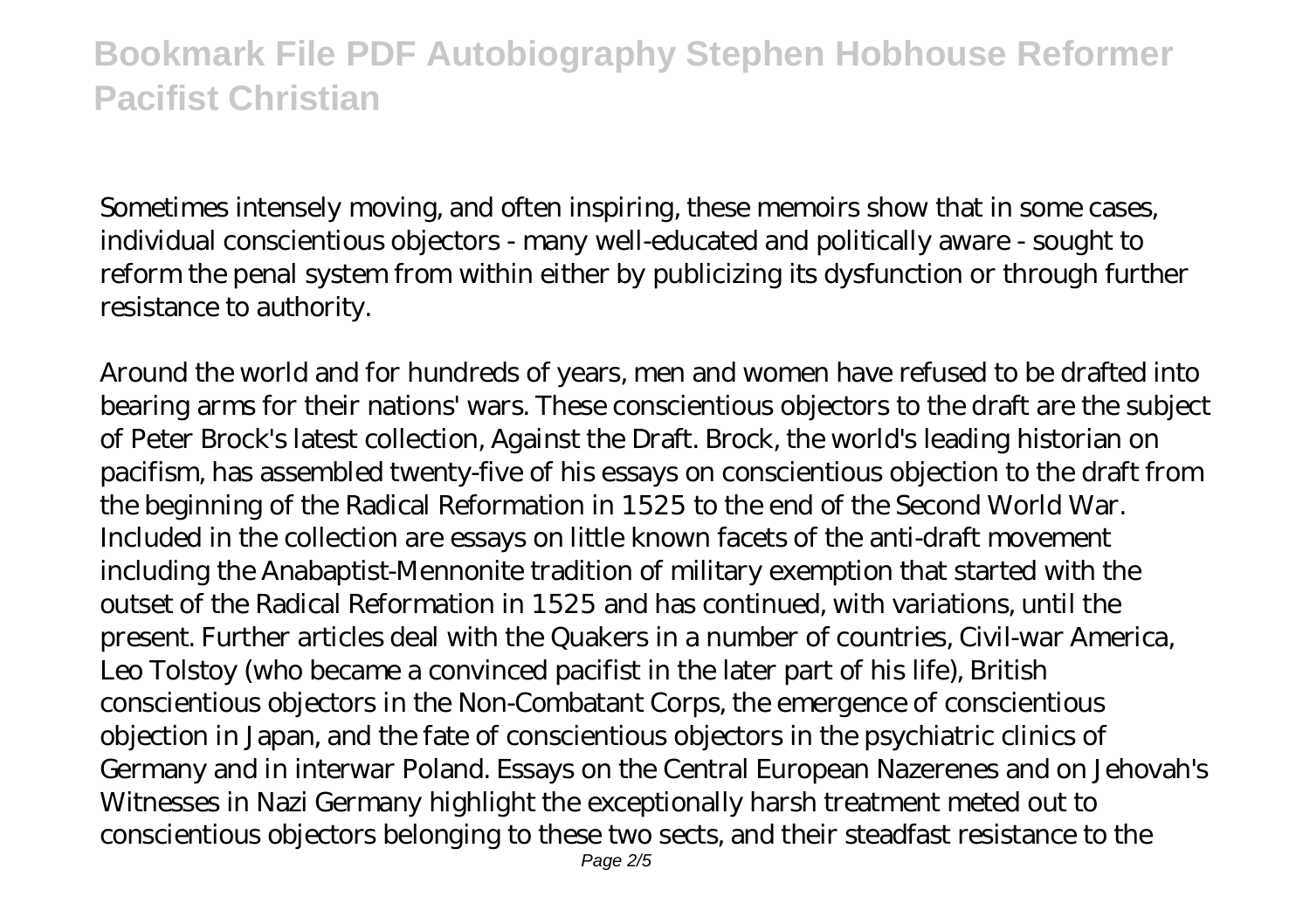Sometimes intensely moving, and often inspiring, these memoirs show that in some cases, individual conscientious objectors - many well-educated and politically aware - sought to reform the penal system from within either by publicizing its dysfunction or through further resistance to authority.

Around the world and for hundreds of years, men and women have refused to be drafted into bearing arms for their nations' wars. These conscientious objectors to the draft are the subject of Peter Brock's latest collection, Against the Draft. Brock, the world's leading historian on pacifism, has assembled twenty-five of his essays on conscientious objection to the draft from the beginning of the Radical Reformation in 1525 to the end of the Second World War. Included in the collection are essays on little known facets of the anti-draft movement including the Anabaptist-Mennonite tradition of military exemption that started with the outset of the Radical Reformation in 1525 and has continued, with variations, until the present. Further articles deal with the Quakers in a number of countries, Civil-war America, Leo Tolstoy (who became a convinced pacifist in the later part of his life), British conscientious objectors in the Non-Combatant Corps, the emergence of conscientious objection in Japan, and the fate of conscientious objectors in the psychiatric clinics of Germany and in interwar Poland. Essays on the Central European Nazerenes and on Jehovah's Witnesses in Nazi Germany highlight the exceptionally harsh treatment meted out to conscientious objectors belonging to these two sects, and their steadfast resistance to the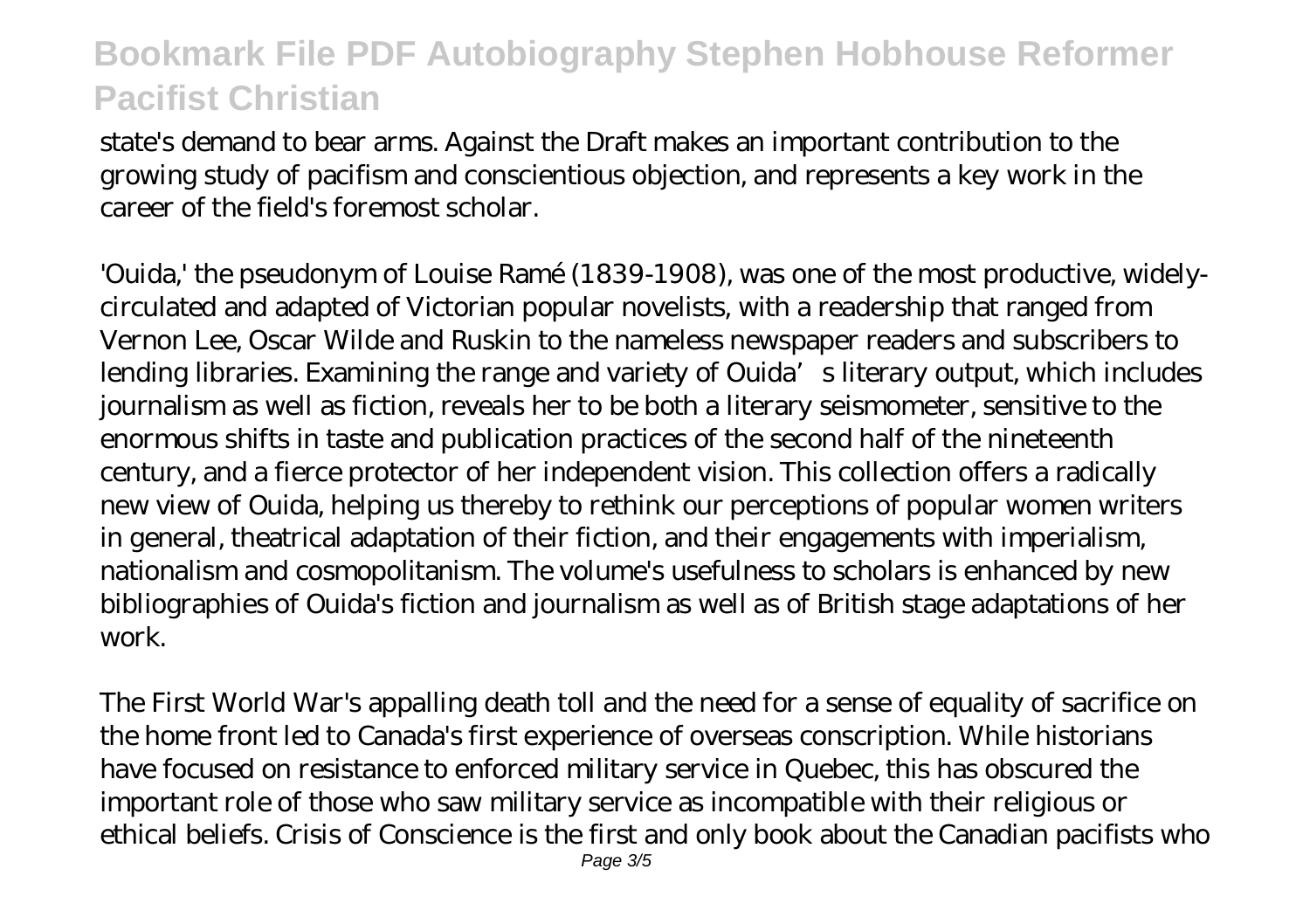state's demand to bear arms. Against the Draft makes an important contribution to the growing study of pacifism and conscientious objection, and represents a key work in the career of the field's foremost scholar.

'Ouida,' the pseudonym of Louise Ramé (1839-1908), was one of the most productive, widely-circulated and adapted of Victorian popular novelists, with a readership that ranged from Vernon Lee, Oscar Wilde and Ruskin to the nameless newspaper readers and subscribers to lending libraries. Examining the range and variety of Ouida's literary output, which includes journalism as well as fiction, reveals her to be both a literary seismometer, sensitive to the enormous shifts in taste and publication practices of the second half of the nineteenth century, and a fierce protector of her independent vision. This collection offers a radically new view of Ouida, helping us thereby to rethink our perceptions of popular women writers in general, theatrical adaptation of their fiction, and their engagements with imperialism, nationalism and cosmopolitanism. The volume's usefulness to scholars is enhanced by new bibliographies of Ouida's fiction and journalism as well as of British stage adaptations of her work.

The First World War's appalling death toll and the need for a sense of equality of sacrifice on the home front led to Canada's first experience of overseas conscription. While historians have focused on resistance to enforced military service in Quebec, this has obscured the important role of those who saw military service as incompatible with their religious or ethical beliefs. Crisis of Conscience is the first and only book about the Canadian pacifists who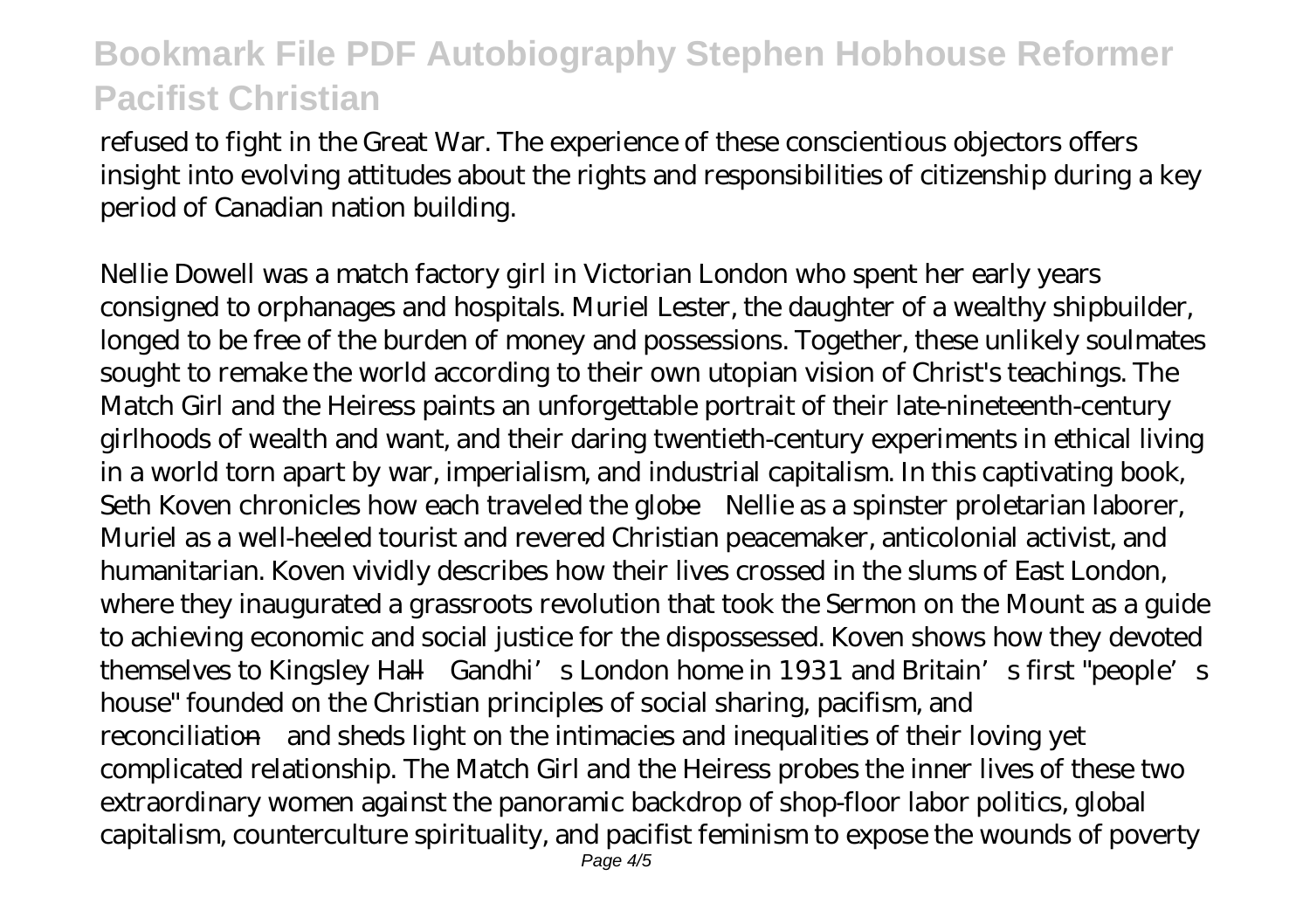refused to fight in the Great War. The experience of these conscientious objectors offers insight into evolving attitudes about the rights and responsibilities of citizenship during a key period of Canadian nation building.

Nellie Dowell was a match factory girl in Victorian London who spent her early years consigned to orphanages and hospitals. Muriel Lester, the daughter of a wealthy shipbuilder, longed to be free of the burden of money and possessions. Together, these unlikely soulmates sought to remake the world according to their own utopian vision of Christ's teachings. The Match Girl and the Heiress paints an unforgettable portrait of their late-nineteenth-century girlhoods of wealth and want, and their daring twentieth-century experiments in ethical living in a world torn apart by war, imperialism, and industrial capitalism. In this captivating book, Seth Koven chronicles how each traveled the globe—Nellie as a spinster proletarian laborer, Muriel as a well-heeled tourist and revered Christian peacemaker, anticolonial activist, and humanitarian. Koven vividly describes how their lives crossed in the slums of East London, where they inaugurated a grassroots revolution that took the Sermon on the Mount as a guide to achieving economic and social justice for the dispossessed. Koven shows how they devoted themselves to Kingsley Hall—Gandhi's London home in 1931 and Britain's first "people's house" founded on the Christian principles of social sharing, pacifism, and reconciliation—and sheds light on the intimacies and inequalities of their loving yet complicated relationship. The Match Girl and the Heiress probes the inner lives of these two extraordinary women against the panoramic backdrop of shop-floor labor politics, global capitalism, counterculture spirituality, and pacifist feminism to expose the wounds of poverty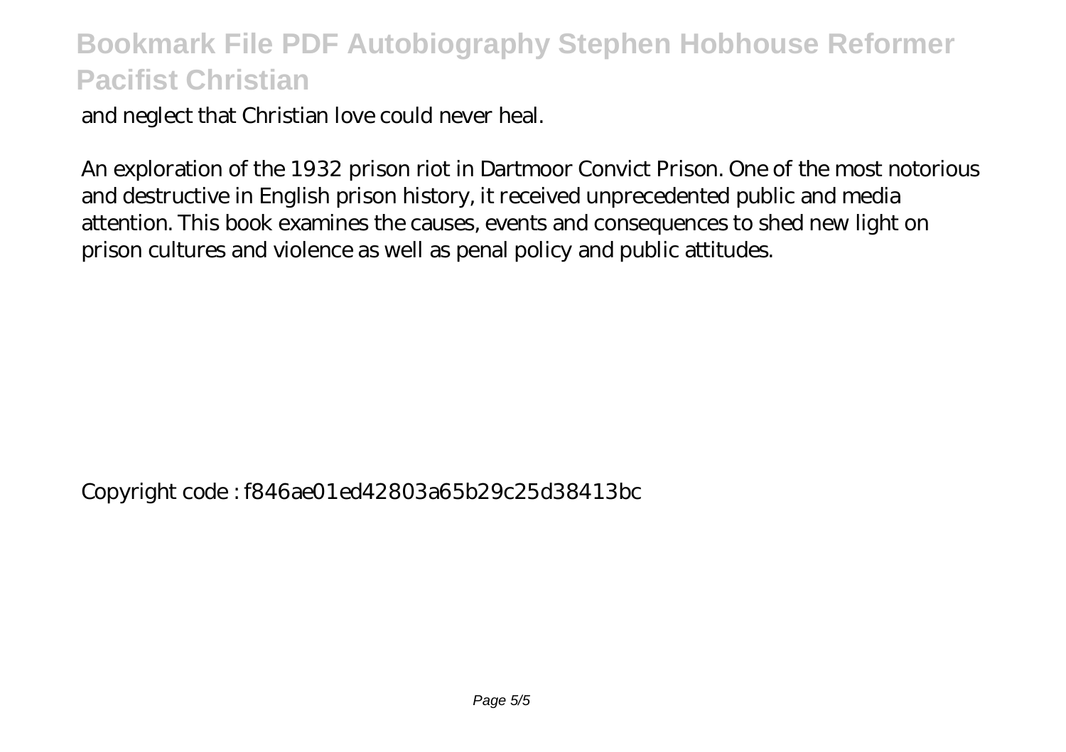and neglect that Christian love could never heal.

An exploration of the 1932 prison riot in Dartmoor Convict Prison. One of the most notorious and destructive in English prison history, it received unprecedented public and media attention. This book examines the causes, events and consequences to shed new light on prison cultures and violence as well as penal policy and public attitudes.

Copyright code : f846ae01ed42803a65b29c25d38413bc